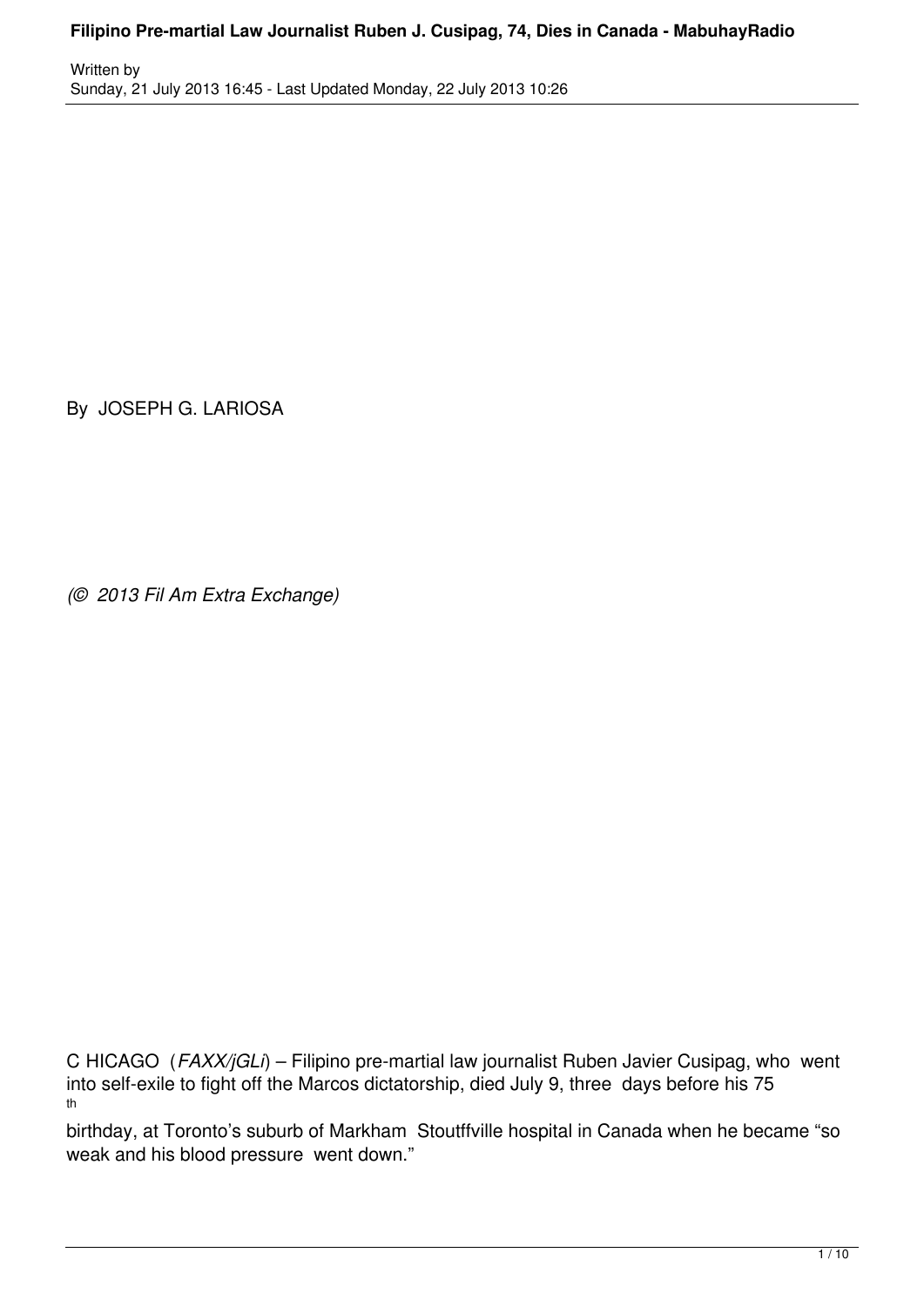# Filipino Pre-martial Law Journalist Ruben J. Cusipag, 74, Dies in Canada - MabuhayRadio

Written by
Sunday, 21 July 2013 16:45 - Last Updated Monday, 22 July 2013 10:26

By JOSEPH G. LARIOSA

*(© 2013 Fil Am Extra Exchange)*

C HICAGO (*FAXX/jGLi*) – Filipino pre-martial law journalist Ruben Javier Cusipag, who went into self-exile to fight off the Marcos dictatorship, died July 9, three days before his 75th birthday, at Toronto's suburb of Markham Stoutffville hospital in Canada when he became "so weak and his blood pressure went down."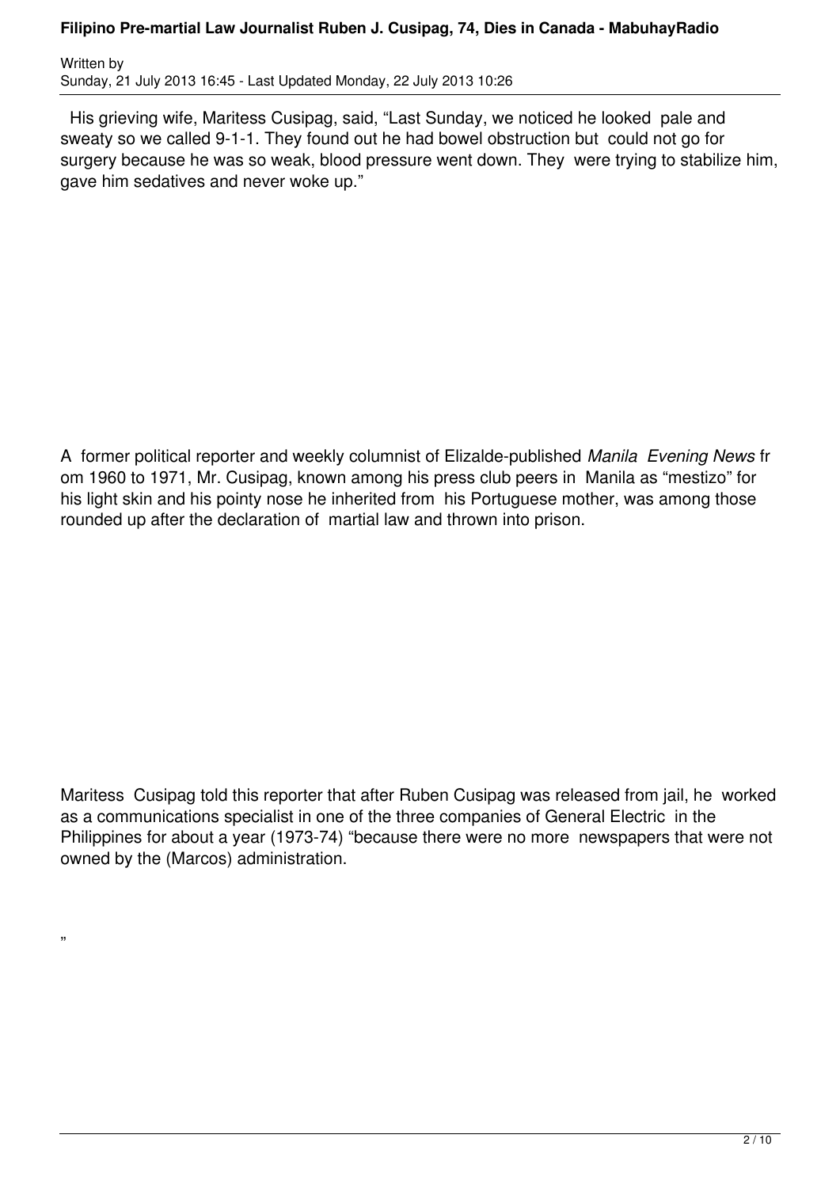His grieving wife, Maritess Cusipag, said, “Last Sunday, we noticed he looked pale and sweaty so we called 9-1-1. They found out he had bowel obstruction but could not go for surgery because he was so weak, blood pressure went down. They were trying to stabilize him, gave him sedatives and never woke up.”

A former political reporter and weekly columnist of Elizalde-published *Manila Evening News* from 1960 to 1971, Mr. Cusipag, known among his press club peers in Manila as “mestizo” for his light skin and his pointy nose he inherited from his Portuguese mother, was among those rounded up after the declaration of martial law and thrown into prison.

Maritess Cusipag told this reporter that after Ruben Cusipag was released from jail, he worked as a communications specialist in one of the three companies of General Electric in the Philippines for about a year (1973-74) “because there were no more newspapers that were not owned by the (Marcos) administration.

”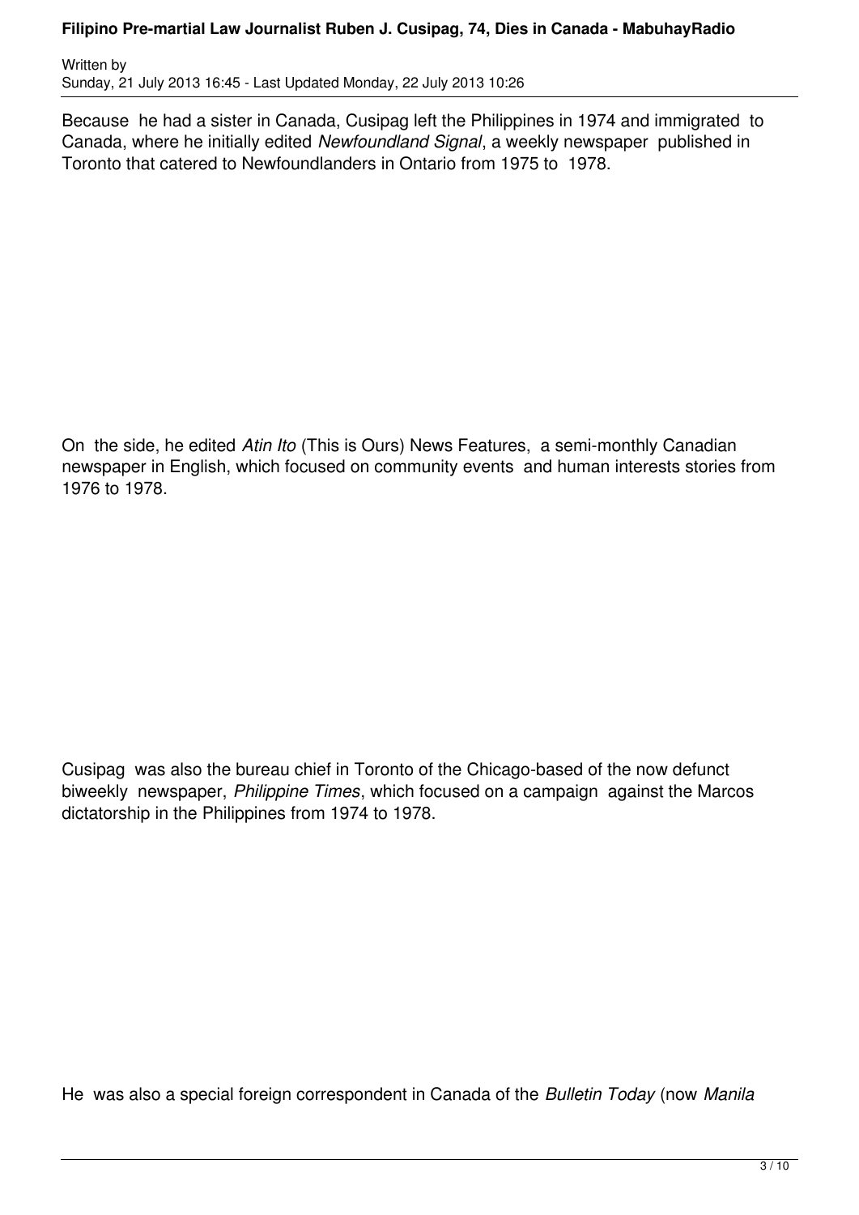Because he had a sister in Canada, Cusipag left the Philippines in 1974 and immigrated to Canada, where he initially edited *Newfoundland Signal*, a weekly newspaper published in Toronto that catered to Newfoundlanders in Ontario from 1975 to 1978.

On the side, he edited *Atin Ito* (This is Ours) News Features, a semi-monthly Canadian newspaper in English, which focused on community events and human interests stories from 1976 to 1978.

Cusipag was also the bureau chief in Toronto of the Chicago-based of the now defunct biweekly newspaper, *Philippine Times*, which focused on a campaign against the Marcos dictatorship in the Philippines from 1974 to 1978.

He was also a special foreign correspondent in Canada of the *Bulletin Today* (now *Manila*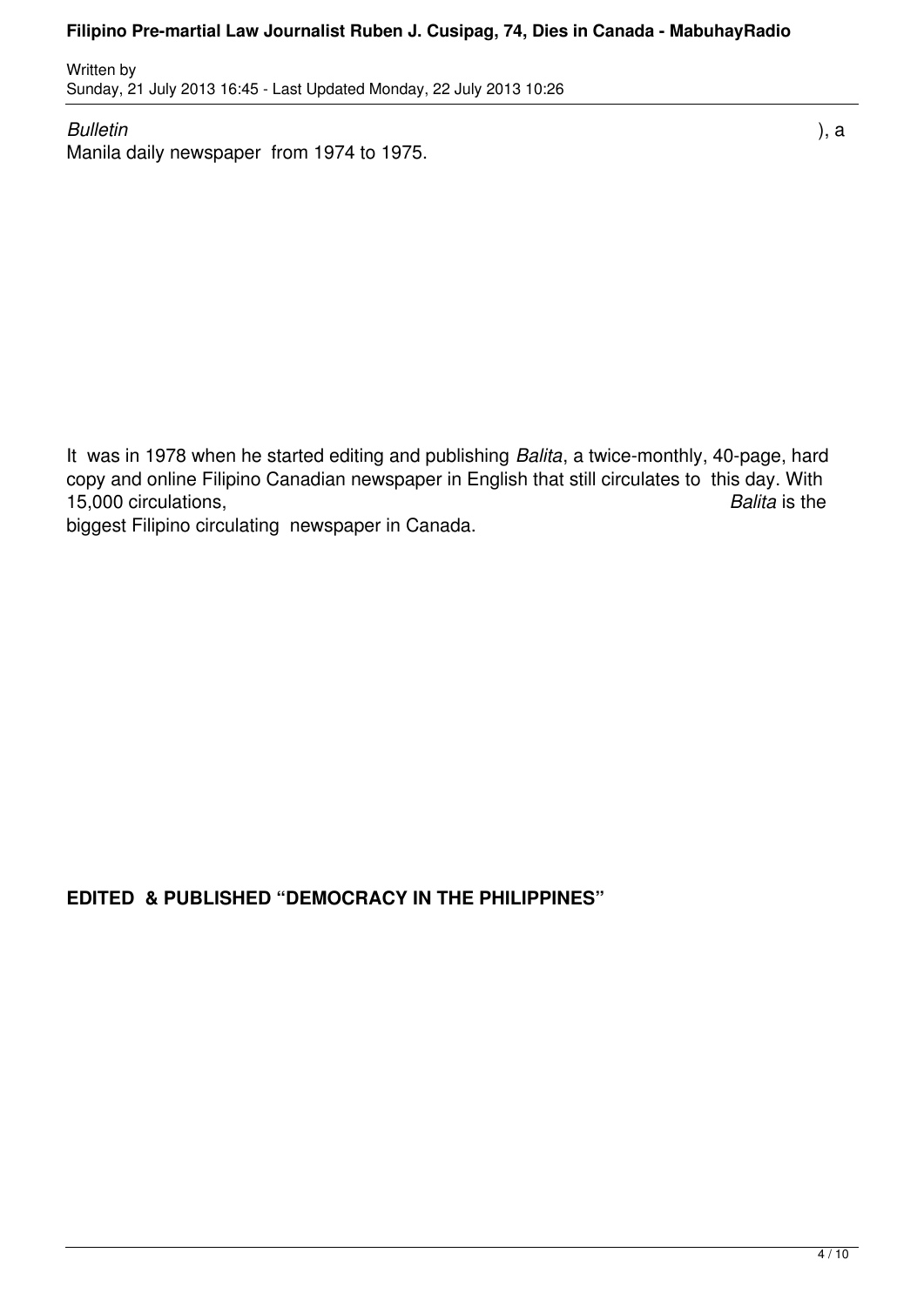*Bulletin* ), a Manila daily newspaper from 1974 to 1975.

It was in 1978 when he started editing and publishing *Balita*, a twice-monthly, 40-page, hard copy and online Filipino Canadian newspaper in English that still circulates to this day. With 15,000 circulations, *Balita* is the biggest Filipino circulating newspaper in Canada.

**EDITED & PUBLISHED "DEMOCRACY IN THE PHILIPPINES"**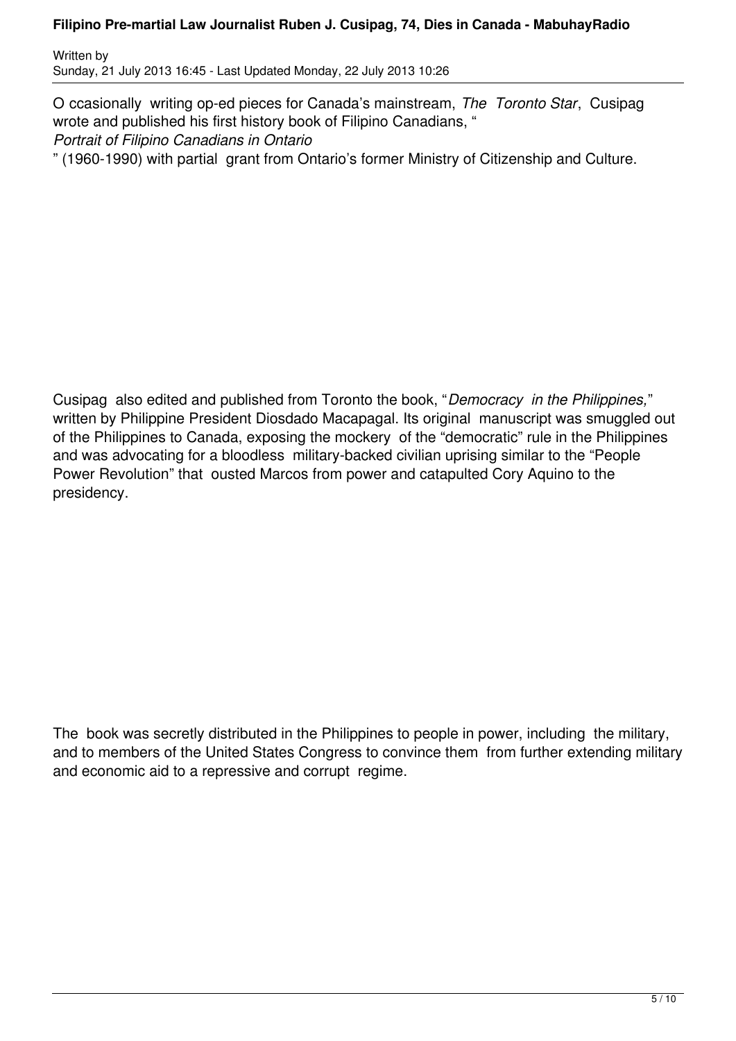O ccasionally writing op-ed pieces for Canada's mainstream, *The Toronto Star*, Cusipag wrote and published his first history book of Filipino Canadians, "*Portrait of Filipino Canadians in Ontario*" (1960-1990) with partial grant from Ontario's former Ministry of Citizenship and Culture.

Cusipag also edited and published from Toronto the book, "*Democracy in the Philippines,*" written by Philippine President Diosdado Macapagal. Its original manuscript was smuggled out of the Philippines to Canada, exposing the mockery of the "democratic" rule in the Philippines and was advocating for a bloodless military-backed civilian uprising similar to the "People Power Revolution" that ousted Marcos from power and catapulted Cory Aquino to the presidency.

The book was secretly distributed in the Philippines to people in power, including the military, and to members of the United States Congress to convince them from further extending military and economic aid to a repressive and corrupt regime.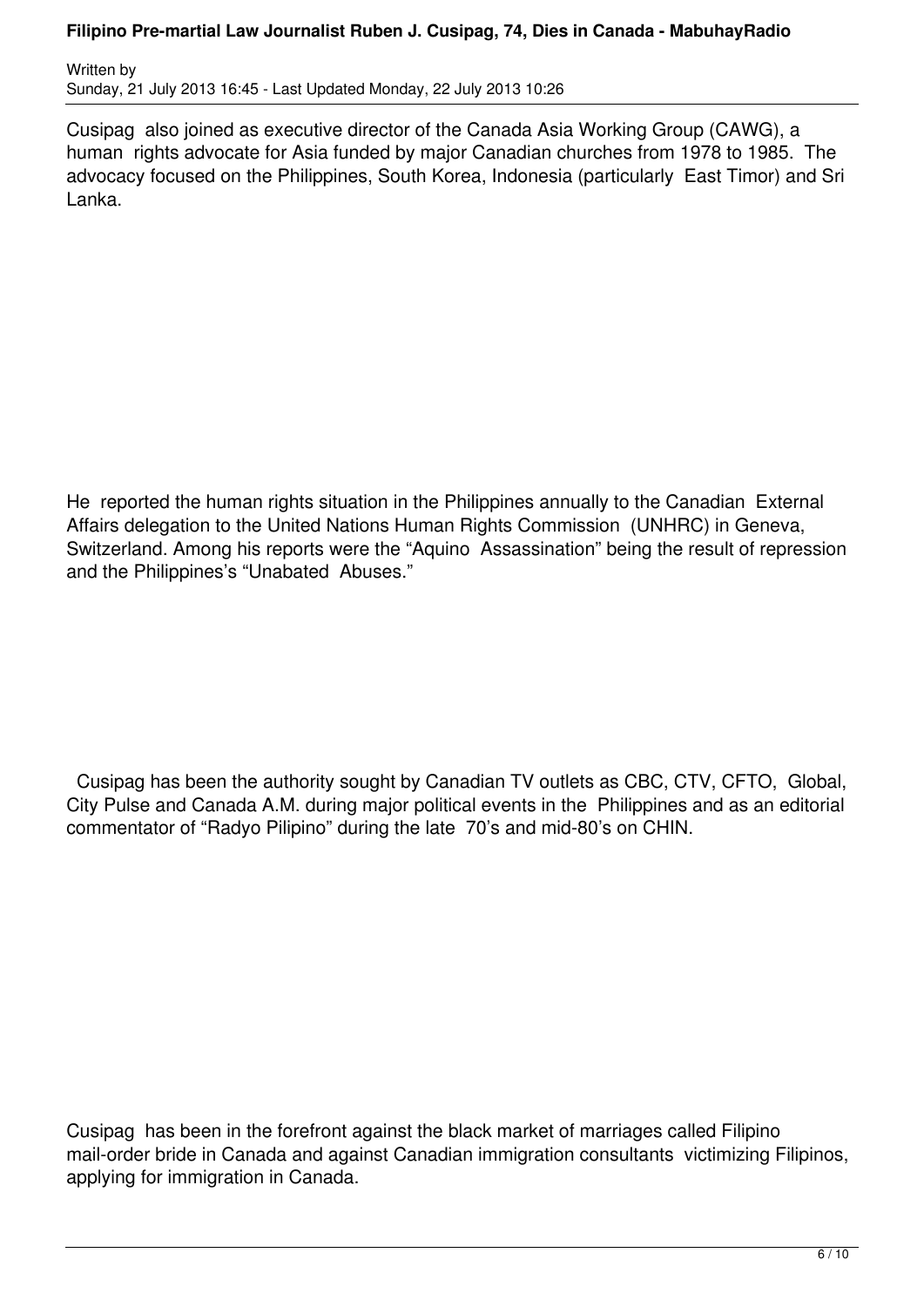Cusipag also joined as executive director of the Canada Asia Working Group (CAWG), a human rights advocate for Asia funded by major Canadian churches from 1978 to 1985. The advocacy focused on the Philippines, South Korea, Indonesia (particularly East Timor) and Sri Lanka.

He reported the human rights situation in the Philippines annually to the Canadian External Affairs delegation to the United Nations Human Rights Commission (UNHRC) in Geneva, Switzerland. Among his reports were the "Aquino Assassination" being the result of repression and the Philippines's "Unabated Abuses."

Cusipag has been the authority sought by Canadian TV outlets as CBC, CTV, CFTO, Global, City Pulse and Canada A.M. during major political events in the Philippines and as an editorial commentator of "Radyo Pilipino" during the late 70's and mid-80's on CHIN.

Cusipag has been in the forefront against the black market of marriages called Filipino mail-order bride in Canada and against Canadian immigration consultants victimizing Filipinos, applying for immigration in Canada.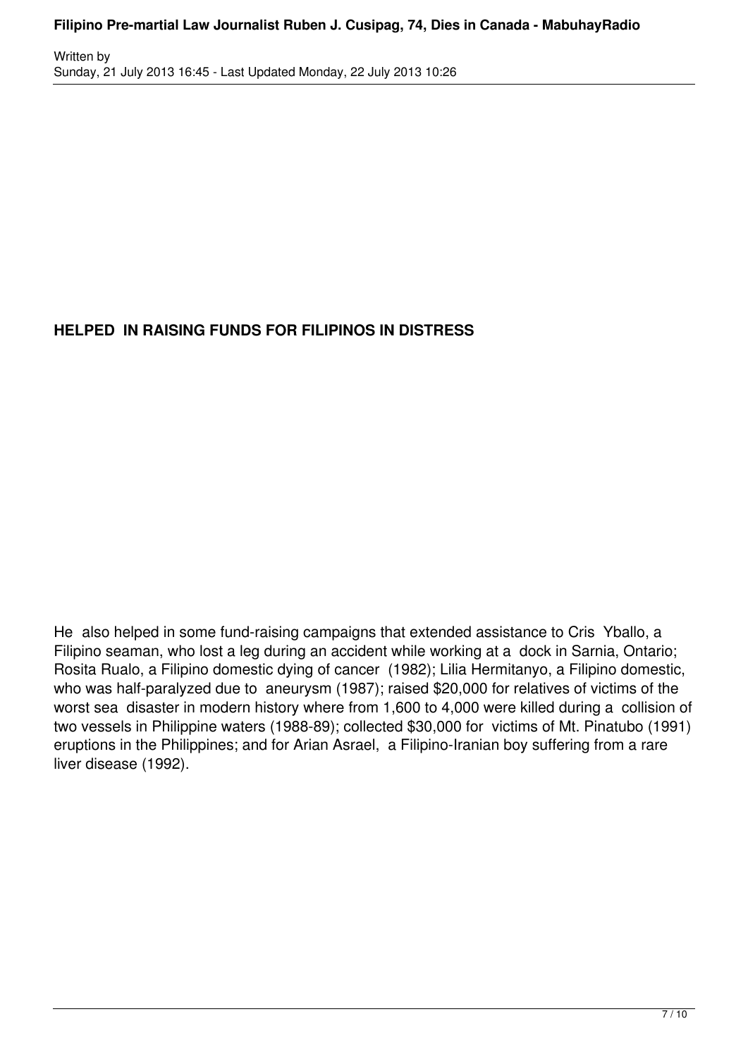## HELPED IN RAISING FUNDS FOR FILIPINOS IN DISTRESS

He also helped in some fund-raising campaigns that extended assistance to Cris Yballo, a Filipino seaman, who lost a leg during an accident while working at a dock in Sarnia, Ontario; Rosita Rualo, a Filipino domestic dying of cancer (1982); Lilia Hermitanyo, a Filipino domestic, who was half-paralyzed due to aneurysm (1987); raised $20,000 for relatives of victims of the worst sea disaster in modern history where from 1,600 to 4,000 were killed during a collision of two vessels in Philippine waters (1988-89); collected $30,000 for victims of Mt. Pinatubo (1991) eruptions in the Philippines; and for Arian Asrael, a Filipino-Iranian boy suffering from a rare liver disease (1992).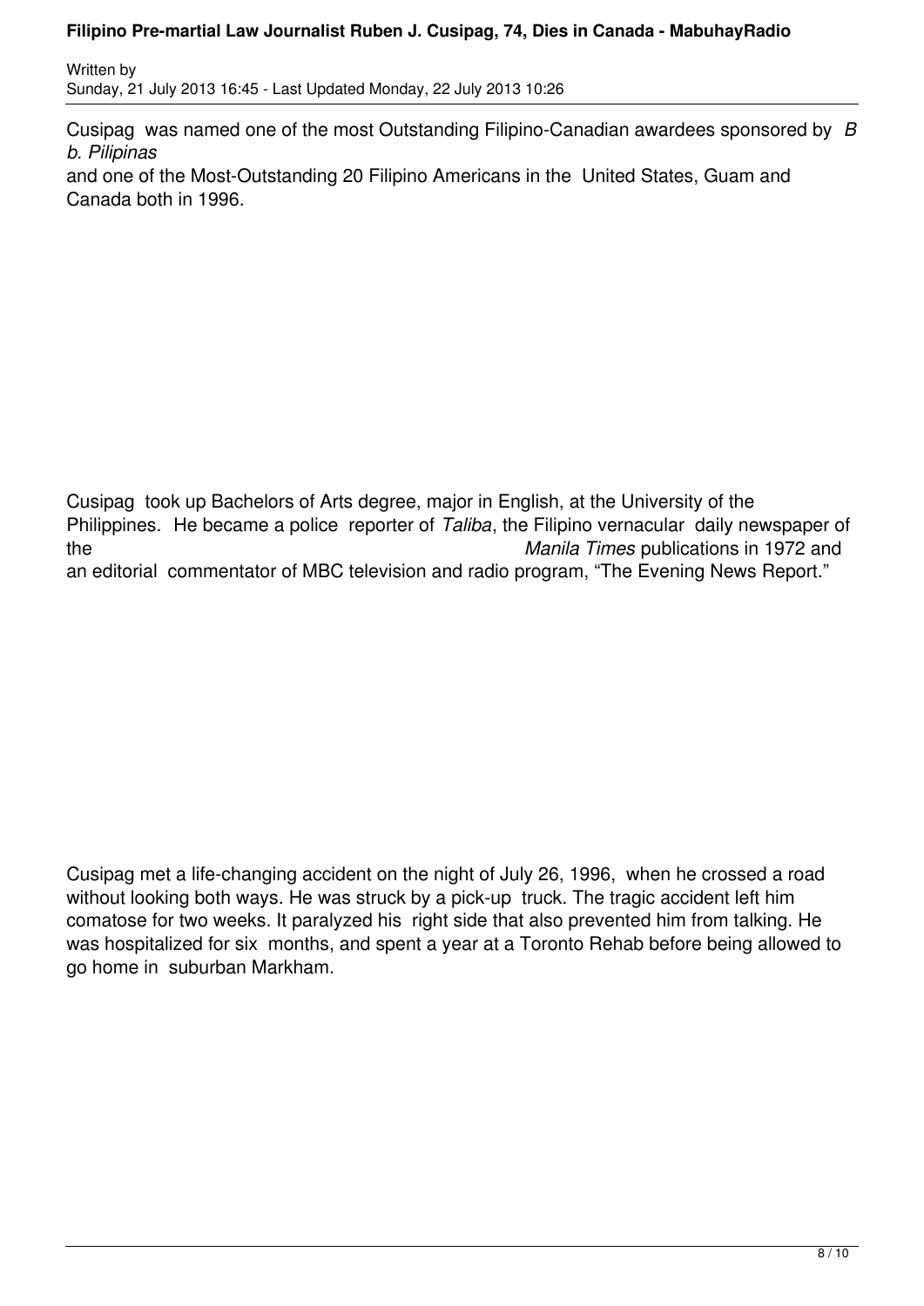Cusipag was named one of the most Outstanding Filipino-Canadian awardees sponsored by *Bb. Pilipinas* and one of the Most-Outstanding 20 Filipino Americans in the United States, Guam and Canada both in 1996.

Cusipag took up Bachelors of Arts degree, major in English, at the University of the Philippines. He became a police reporter of *Taliba*, the Filipino vernacular daily newspaper of the *Manila Times* publications in 1972 and an editorial commentator of MBC television and radio program, "The Evening News Report."

Cusipag met a life-changing accident on the night of July 26, 1996, when he crossed a road without looking both ways. He was struck by a pick-up truck. The tragic accident left him comatose for two weeks. It paralyzed his right side that also prevented him from talking. He was hospitalized for six months, and spent a year at a Toronto Rehab before being allowed to go home in suburban Markham.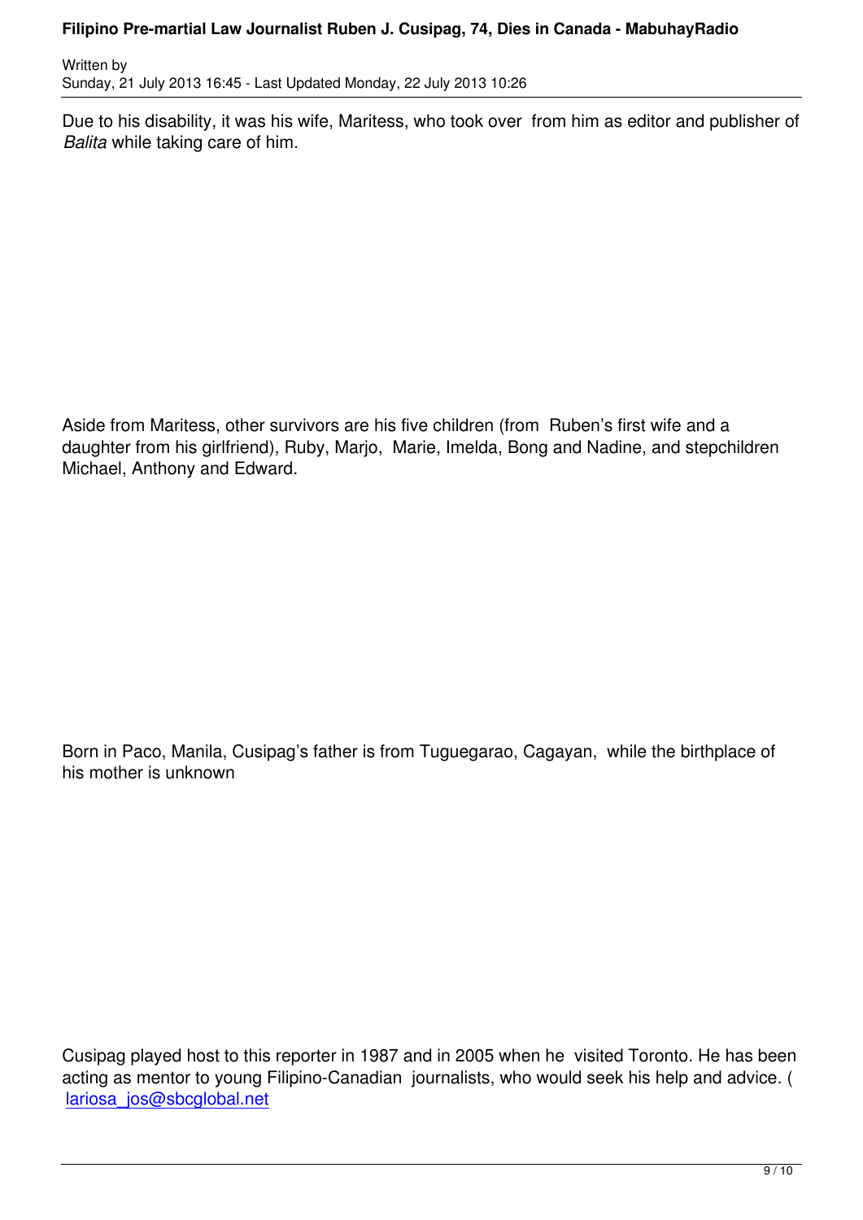Due to his disability, it was his wife, Maritess, who took over from him as editor and publisher of *Balita* while taking care of him.

Aside from Maritess, other survivors are his five children (from Ruben's first wife and a daughter from his girlfriend), Ruby, Marjo, Marie, Imelda, Bong and Nadine, and stepchildren Michael, Anthony and Edward.

Born in Paco, Manila, Cusipag's father is from Tuguegarao, Cagayan, while the birthplace of his mother is unknown

Cusipag played host to this reporter in 1987 and in 2005 when he visited Toronto. He has been acting as mentor to young Filipino-Canadian journalists, who would seek his help and advice. ( lariosa_jos@sbcglobal.net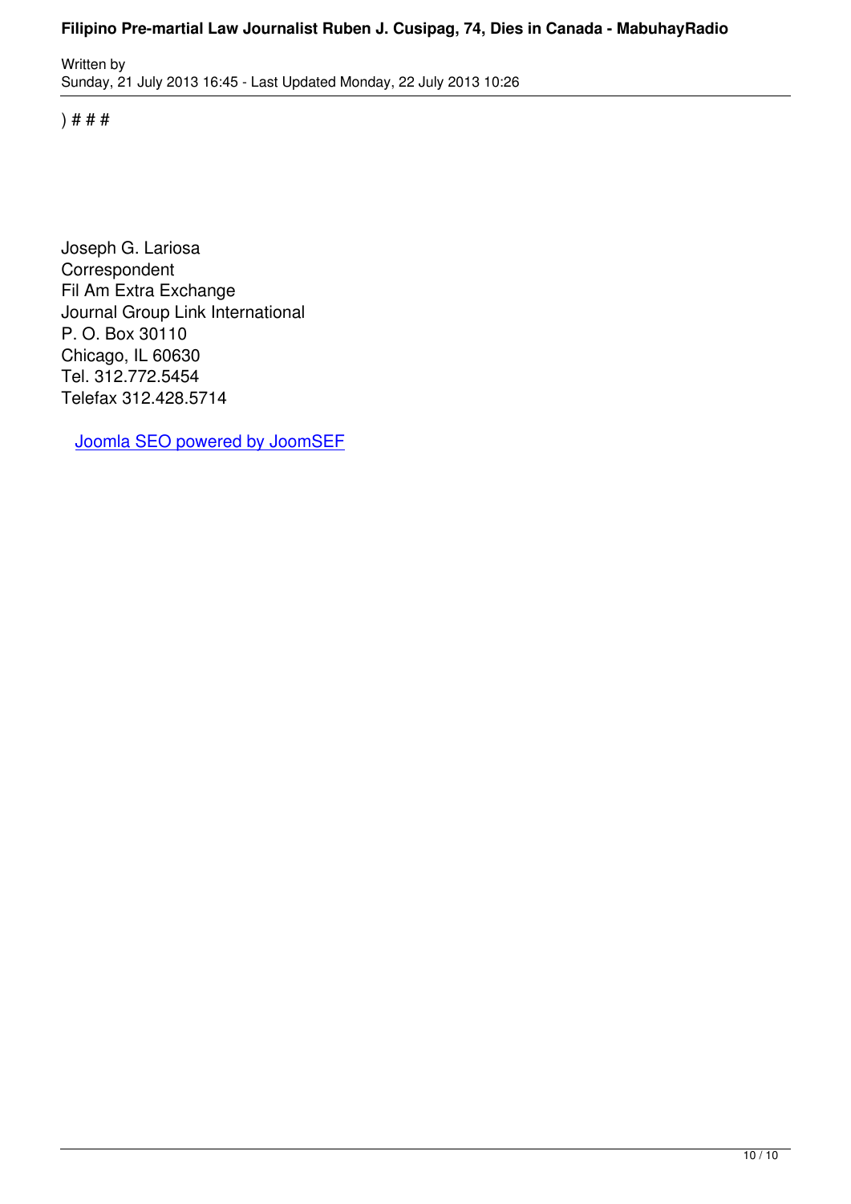) # # #

Joseph G. Lariosa
Correspondent
Fil Am Extra Exchange
Journal Group Link International
P. O. Box 30110
Chicago, IL 60630
Tel. 312.772.5454
Telefax 312.428.5714

Joomla SEO powered by JoomSEF